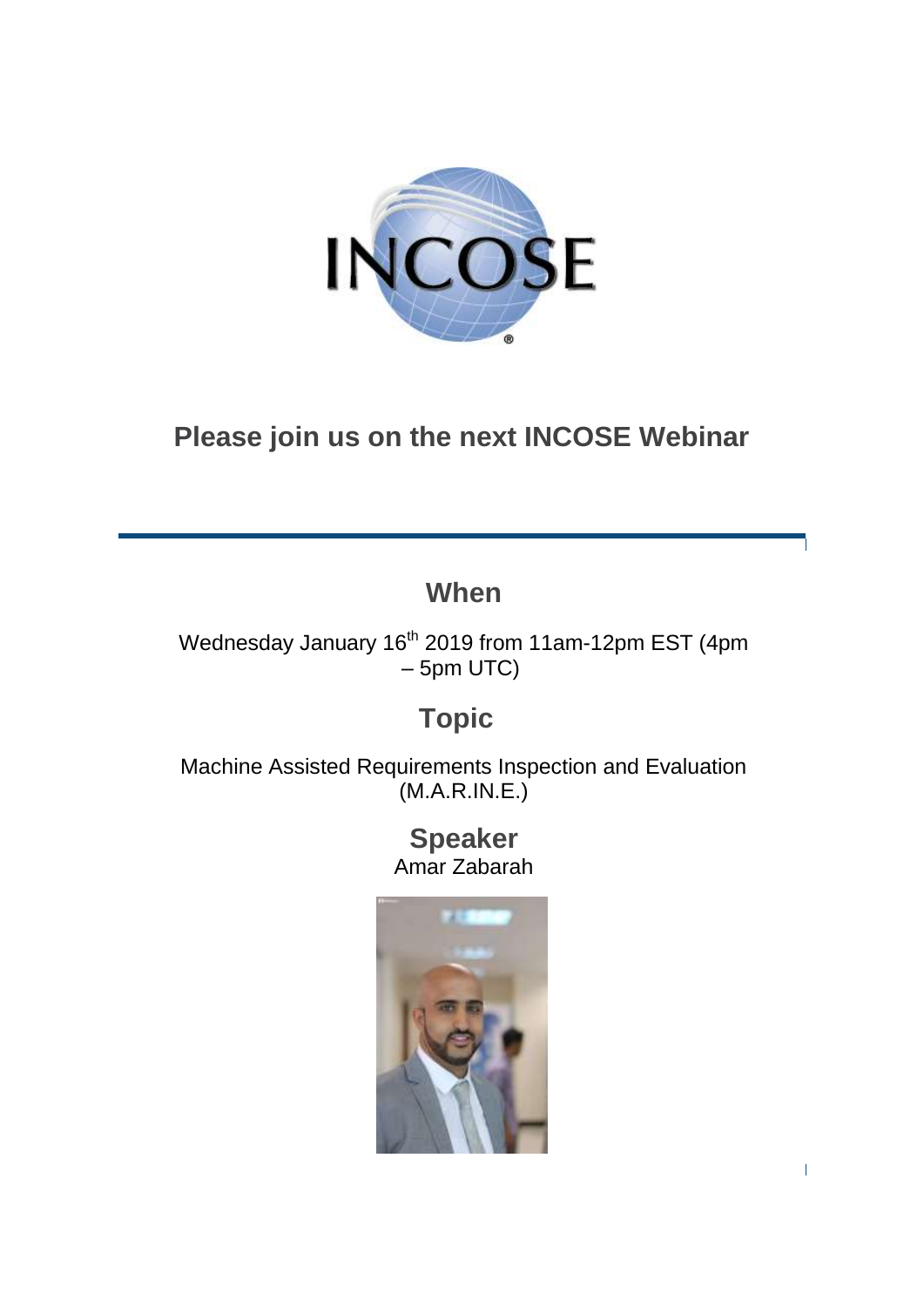## Please join us on the next INCOSE Webinar

---

## When

Wednesday January 16th 2019 from 11am-12pm EST (4pm – 5pm UTC)

## Topic

Machine Assisted Requirements Inspection and Evaluation (M.A.R.IN.E.)

## Speaker

Amar Zabarah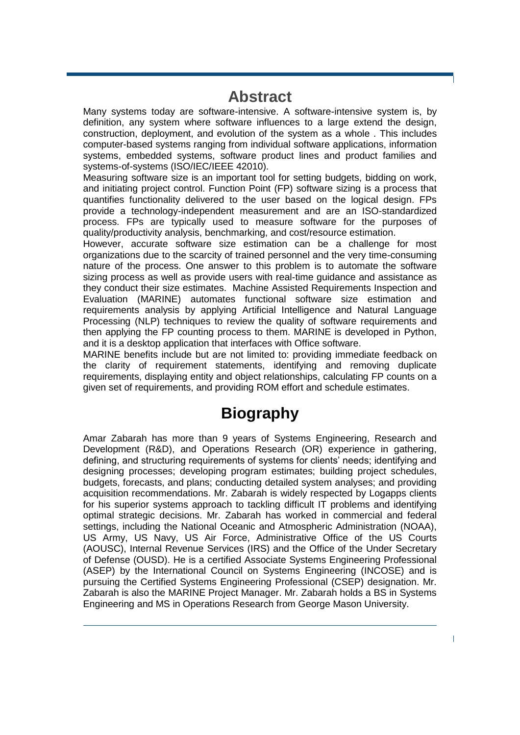## Abstract

Many systems today are software-intensive. A software-intensive system is, by definition, any system where software influences to a large extend the design, construction, deployment, and evolution of the system as a whole . This includes computer-based systems ranging from individual software applications, information systems, embedded systems, software product lines and product families and systems-of-systems (ISO/IEC/IEEE 42010).

Measuring software size is an important tool for setting budgets, bidding on work, and initiating project control. Function Point (FP) software sizing is a process that quantifies functionality delivered to the user based on the logical design. FPs provide a technology-independent measurement and are an ISO-standardized process. FPs are typically used to measure software for the purposes of quality/productivity analysis, benchmarking, and cost/resource estimation.

However, accurate software size estimation can be a challenge for most organizations due to the scarcity of trained personnel and the very time-consuming nature of the process. One answer to this problem is to automate the software sizing process as well as provide users with real-time guidance and assistance as they conduct their size estimates. Machine Assisted Requirements Inspection and Evaluation (MARINE) automates functional software size estimation and requirements analysis by applying Artificial Intelligence and Natural Language Processing (NLP) techniques to review the quality of software requirements and then applying the FP counting process to them. MARINE is developed in Python, and it is a desktop application that interfaces with Office software.

MARINE benefits include but are not limited to: providing immediate feedback on the clarity of requirement statements, identifying and removing duplicate requirements, displaying entity and object relationships, calculating FP counts on a given set of requirements, and providing ROM effort and schedule estimates.

## Biography

Amar Zabarah has more than 9 years of Systems Engineering, Research and Development (R&D), and Operations Research (OR) experience in gathering, defining, and structuring requirements of systems for clients' needs; identifying and designing processes; developing program estimates; building project schedules, budgets, forecasts, and plans; conducting detailed system analyses; and providing acquisition recommendations. Mr. Zabarah is widely respected by Logapps clients for his superior systems approach to tackling difficult IT problems and identifying optimal strategic decisions. Mr. Zabarah has worked in commercial and federal settings, including the National Oceanic and Atmospheric Administration (NOAA), US Army, US Navy, US Air Force, Administrative Office of the US Courts (AOUSC), Internal Revenue Services (IRS) and the Office of the Under Secretary of Defense (OUSD). He is a certified Associate Systems Engineering Professional (ASEP) by the International Council on Systems Engineering (INCOSE) and is pursuing the Certified Systems Engineering Professional (CSEP) designation. Mr. Zabarah is also the MARINE Project Manager. Mr. Zabarah holds a BS in Systems Engineering and MS in Operations Research from George Mason University.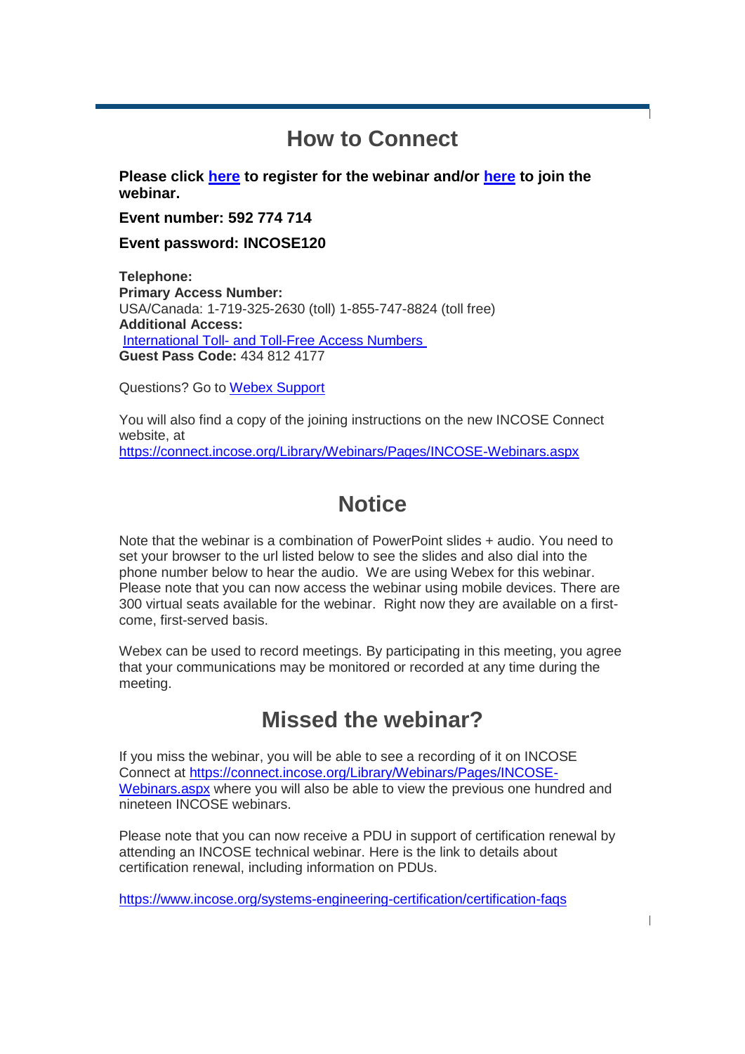## How to Connect

**Please click [here] to register for the webinar and/or [here] to join the webinar.**

**Event number: 592 774 714**

**Event password: INCOSE120**

**Telephone:**
**Primary Access Number:**
USA/Canada: 1-719-325-2630 (toll) 1-855-747-8824 (toll free)
**Additional Access:**
International Toll- and Toll-Free Access Numbers
**Guest Pass Code:** 434 812 4177

Questions? Go to Webex Support

You will also find a copy of the joining instructions on the new INCOSE Connect website, at
https://connect.incose.org/Library/Webinars/Pages/INCOSE-Webinars.aspx

## Notice

Note that the webinar is a combination of PowerPoint slides + audio. You need to set your browser to the url listed below to see the slides and also dial into the phone number below to hear the audio. We are using Webex for this webinar. Please note that you can now access the webinar using mobile devices. There are 300 virtual seats available for the webinar. Right now they are available on a first-come, first-served basis.

Webex can be used to record meetings. By participating in this meeting, you agree that your communications may be monitored or recorded at any time during the meeting.

## Missed the webinar?

If you miss the webinar, you will be able to see a recording of it on INCOSE Connect at https://connect.incose.org/Library/Webinars/Pages/INCOSE-Webinars.aspx where you will also be able to view the previous one hundred and nineteen INCOSE webinars.

Please note that you can now receive a PDU in support of certification renewal by attending an INCOSE technical webinar. Here is the link to details about certification renewal, including information on PDUs.

https://www.incose.org/systems-engineering-certification/certification-faqs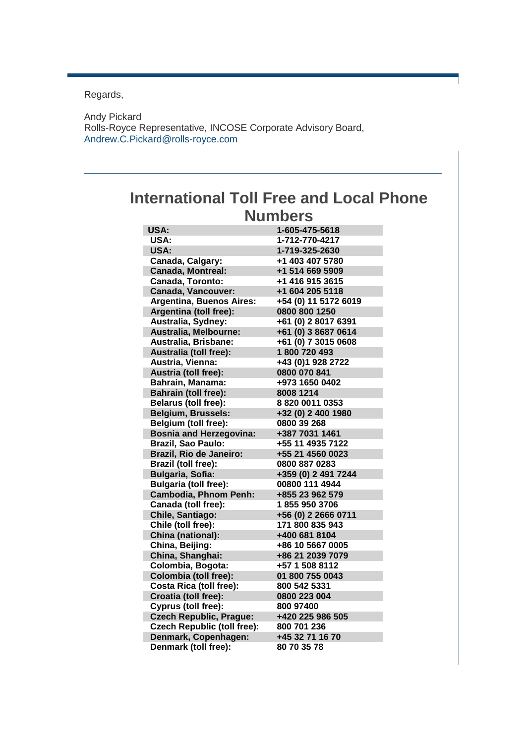Regards,

Andy Pickard
Rolls-Royce Representative, INCOSE Corporate Advisory Board,
Andrew.C.Pickard@rolls-royce.com

---

## International Toll Free and Local Phone Numbers

| | |
|---|---|
| **USA:** | **1-605-475-5618** |
| **USA:** | **1-712-770-4217** |
| **USA:** | **1-719-325-2630** |
| **Canada, Calgary:** | **+1 403 407 5780** |
| **Canada, Montreal:** | **+1 514 669 5909** |
| **Canada, Toronto:** | **+1 416 915 3615** |
| **Canada, Vancouver:** | **+1 604 205 5118** |
| **Argentina, Buenos Aires:** | **+54 (0) 11 5172 6019** |
| **Argentina (toll free):** | **0800 800 1250** |
| **Australia, Sydney:** | **+61 (0) 2 8017 6391** |
| **Australia, Melbourne:** | **+61 (0) 3 8687 0614** |
| **Australia, Brisbane:** | **+61 (0) 7 3015 0608** |
| **Australia (toll free):** | **1 800 720 493** |
| **Austria, Vienna:** | **+43 (0)1 928 2722** |
| **Austria (toll free):** | **0800 070 841** |
| **Bahrain, Manama:** | **+973 1650 0402** |
| **Bahrain (toll free):** | **8008 1214** |
| **Belarus (toll free):** | **8 820 0011 0353** |
| **Belgium, Brussels:** | **+32 (0) 2 400 1980** |
| **Belgium (toll free):** | **0800 39 268** |
| **Bosnia and Herzegovina:** | **+387 7031 1461** |
| **Brazil, Sao Paulo:** | **+55 11 4935 7122** |
| **Brazil, Rio de Janeiro:** | **+55 21 4560 0023** |
| **Brazil (toll free):** | **0800 887 0283** |
| **Bulgaria, Sofia:** | **+359 (0) 2 491 7244** |
| **Bulgaria (toll free):** | **00800 111 4944** |
| **Cambodia, Phnom Penh:** | **+855 23 962 579** |
| **Canada (toll free):** | **1 855 950 3706** |
| **Chile, Santiago:** | **+56 (0) 2 2666 0711** |
| **Chile (toll free):** | **171 800 835 943** |
| **China (national):** | **+400 681 8104** |
| **China, Beijing:** | **+86 10 5667 0005** |
| **China, Shanghai:** | **+86 21 2039 7079** |
| **Colombia, Bogota:** | **+57 1 508 8112** |
| **Colombia (toll free):** | **01 800 755 0043** |
| **Costa Rica (toll free):** | **800 542 5331** |
| **Croatia (toll free):** | **0800 223 004** |
| **Cyprus (toll free):** | **800 97400** |
| **Czech Republic, Prague:** | **+420 225 986 505** |
| **Czech Republic (toll free):** | **800 701 236** |
| **Denmark, Copenhagen:** | **+45 32 71 16 70** |
| **Denmark (toll free):** | **80 70 35 78** |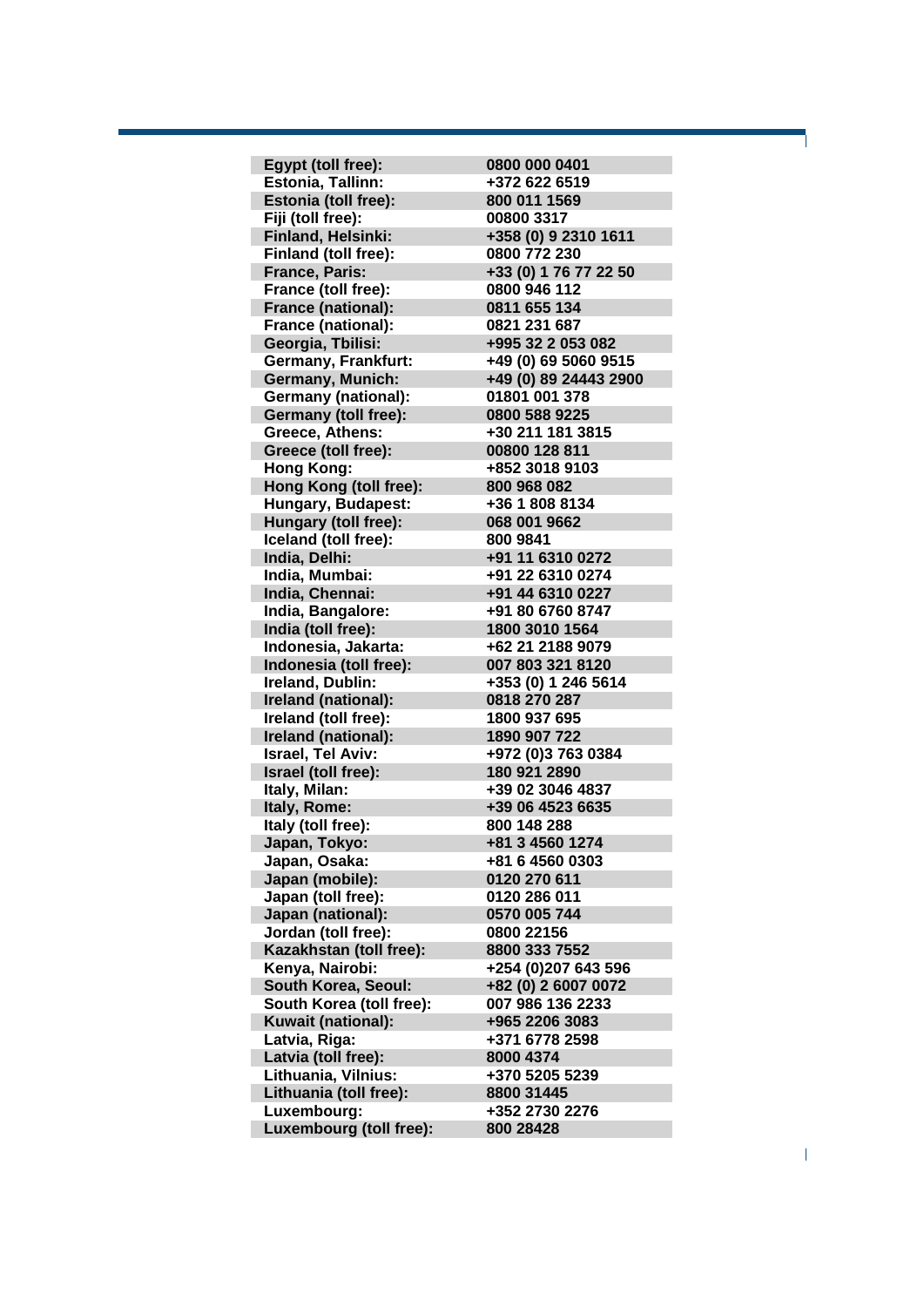| | |
|---|---|
| Egypt (toll free): | 0800 000 0401 |
| Estonia, Tallinn: | +372 622 6519 |
| Estonia (toll free): | 800 011 1569 |
| Fiji (toll free): | 00800 3317 |
| Finland, Helsinki: | +358 (0) 9 2310 1611 |
| Finland (toll free): | 0800 772 230 |
| France, Paris: | +33 (0) 1 76 77 22 50 |
| France (toll free): | 0800 946 112 |
| France (national): | 0811 655 134 |
| France (national): | 0821 231 687 |
| Georgia, Tbilisi: | +995 32 2 053 082 |
| Germany, Frankfurt: | +49 (0) 69 5060 9515 |
| Germany, Munich: | +49 (0) 89 24443 2900 |
| Germany (national): | 01801 001 378 |
| Germany (toll free): | 0800 588 9225 |
| Greece, Athens: | +30 211 181 3815 |
| Greece (toll free): | 00800 128 811 |
| Hong Kong: | +852 3018 9103 |
| Hong Kong (toll free): | 800 968 082 |
| Hungary, Budapest: | +36 1 808 8134 |
| Hungary (toll free): | 068 001 9662 |
| Iceland (toll free): | 800 9841 |
| India, Delhi: | +91 11 6310 0272 |
| India, Mumbai: | +91 22 6310 0274 |
| India, Chennai: | +91 44 6310 0227 |
| India, Bangalore: | +91 80 6760 8747 |
| India (toll free): | 1800 3010 1564 |
| Indonesia, Jakarta: | +62 21 2188 9079 |
| Indonesia (toll free): | 007 803 321 8120 |
| Ireland, Dublin: | +353 (0) 1 246 5614 |
| Ireland (national): | 0818 270 287 |
| Ireland (toll free): | 1800 937 695 |
| Ireland (national): | 1890 907 722 |
| Israel, Tel Aviv: | +972 (0)3 763 0384 |
| Israel (toll free): | 180 921 2890 |
| Italy, Milan: | +39 02 3046 4837 |
| Italy, Rome: | +39 06 4523 6635 |
| Italy (toll free): | 800 148 288 |
| Japan, Tokyo: | +81 3 4560 1274 |
| Japan, Osaka: | +81 6 4560 0303 |
| Japan (mobile): | 0120 270 611 |
| Japan (toll free): | 0120 286 011 |
| Japan (national): | 0570 005 744 |
| Jordan (toll free): | 0800 22156 |
| Kazakhstan (toll free): | 8800 333 7552 |
| Kenya, Nairobi: | +254 (0)207 643 596 |
| South Korea, Seoul: | +82 (0) 2 6007 0072 |
| South Korea (toll free): | 007 986 136 2233 |
| Kuwait (national): | +965 2206 3083 |
| Latvia, Riga: | +371 6778 2598 |
| Latvia (toll free): | 8000 4374 |
| Lithuania, Vilnius: | +370 5205 5239 |
| Lithuania (toll free): | 8800 31445 |
| Luxembourg: | +352 2730 2276 |
| Luxembourg (toll free): | 800 28428 |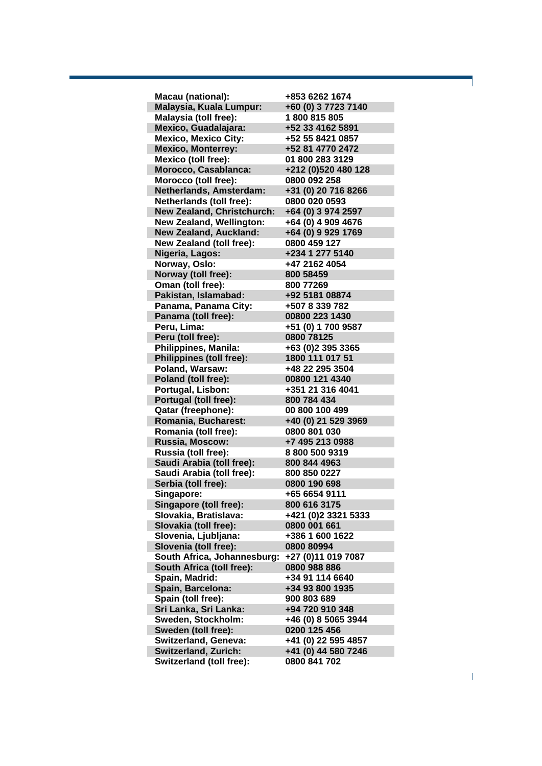| | |
|---|---|
| **Macau (national):** | **+853 6262 1674** |
| **Malaysia, Kuala Lumpur:** | **+60 (0) 3 7723 7140** |
| **Malaysia (toll free):** | **1 800 815 805** |
| **Mexico, Guadalajara:** | **+52 33 4162 5891** |
| **Mexico, Mexico City:** | **+52 55 8421 0857** |
| **Mexico, Monterrey:** | **+52 81 4770 2472** |
| **Mexico (toll free):** | **01 800 283 3129** |
| **Morocco, Casablanca:** | **+212 (0)520 480 128** |
| **Morocco (toll free):** | **0800 092 258** |
| **Netherlands, Amsterdam:** | **+31 (0) 20 716 8266** |
| **Netherlands (toll free):** | **0800 020 0593** |
| **New Zealand, Christchurch:** | **+64 (0) 3 974 2597** |
| **New Zealand, Wellington:** | **+64 (0) 4 909 4676** |
| **New Zealand, Auckland:** | **+64 (0) 9 929 1769** |
| **New Zealand (toll free):** | **0800 459 127** |
| **Nigeria, Lagos:** | **+234 1 277 5140** |
| **Norway, Oslo:** | **+47 2162 4054** |
| **Norway (toll free):** | **800 58459** |
| **Oman (toll free):** | **800 77269** |
| **Pakistan, Islamabad:** | **+92 5181 08874** |
| **Panama, Panama City:** | **+507 8 339 782** |
| **Panama (toll free):** | **00800 223 1430** |
| **Peru, Lima:** | **+51 (0) 1 700 9587** |
| **Peru (toll free):** | **0800 78125** |
| **Philippines, Manila:** | **+63 (0)2 395 3365** |
| **Philippines (toll free):** | **1800 111 017 51** |
| **Poland, Warsaw:** | **+48 22 295 3504** |
| **Poland (toll free):** | **00800 121 4340** |
| **Portugal, Lisbon:** | **+351 21 316 4041** |
| **Portugal (toll free):** | **800 784 434** |
| **Qatar (freephone):** | **00 800 100 499** |
| **Romania, Bucharest:** | **+40 (0) 21 529 3969** |
| **Romania (toll free):** | **0800 801 030** |
| **Russia, Moscow:** | **+7 495 213 0988** |
| **Russia (toll free):** | **8 800 500 9319** |
| **Saudi Arabia (toll free):** | **800 844 4963** |
| **Saudi Arabia (toll free):** | **800 850 0227** |
| **Serbia (toll free):** | **0800 190 698** |
| **Singapore:** | **+65 6654 9111** |
| **Singapore (toll free):** | **800 616 3175** |
| **Slovakia, Bratislava:** | **+421 (0)2 3321 5333** |
| **Slovakia (toll free):** | **0800 001 661** |
| **Slovenia, Ljubljana:** | **+386 1 600 1622** |
| **Slovenia (toll free):** | **0800 80994** |
| **South Africa, Johannesburg:** | **+27 (0)11 019 7087** |
| **South Africa (toll free):** | **0800 988 886** |
| **Spain, Madrid:** | **+34 91 114 6640** |
| **Spain, Barcelona:** | **+34 93 800 1935** |
| **Spain (toll free):** | **900 803 689** |
| **Sri Lanka, Sri Lanka:** | **+94 720 910 348** |
| **Sweden, Stockholm:** | **+46 (0) 8 5065 3944** |
| **Sweden (toll free):** | **0200 125 456** |
| **Switzerland, Geneva:** | **+41 (0) 22 595 4857** |
| **Switzerland, Zurich:** | **+41 (0) 44 580 7246** |
| **Switzerland (toll free):** | **0800 841 702** |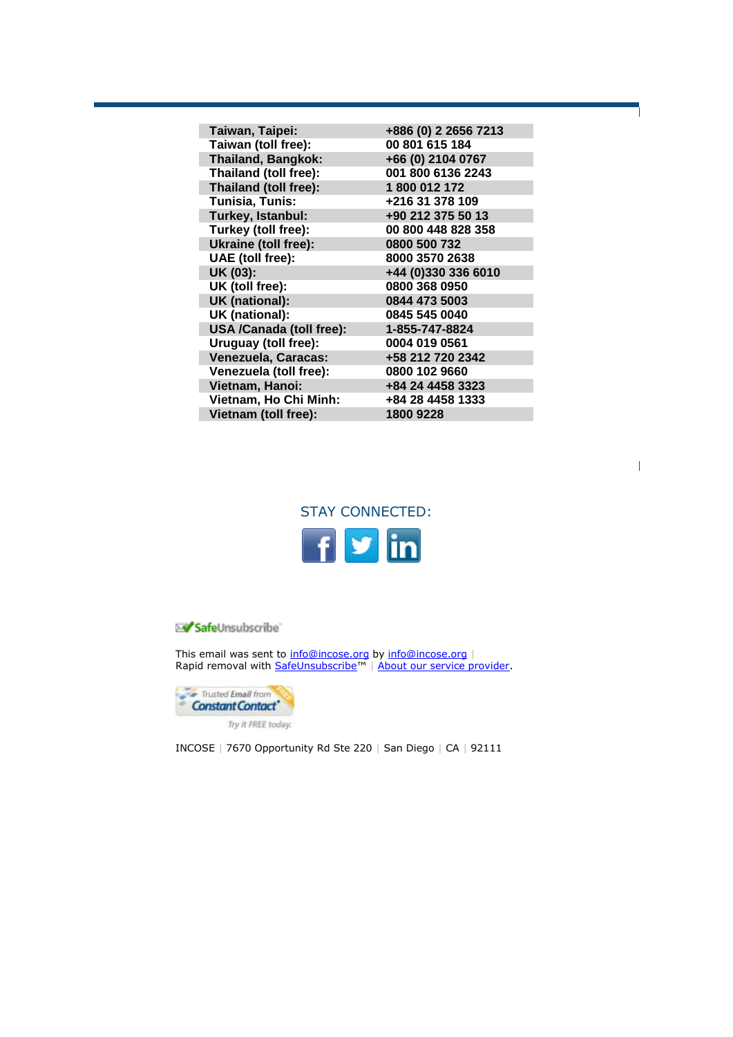| | |
|---|---|
| **Taiwan, Taipei:** | **+886 (0) 2 2656 7213** |
| **Taiwan (toll free):** | **00 801 615 184** |
| **Thailand, Bangkok:** | **+66 (0) 2104 0767** |
| **Thailand (toll free):** | **001 800 6136 2243** |
| **Thailand (toll free):** | **1 800 012 172** |
| **Tunisia, Tunis:** | **+216 31 378 109** |
| **Turkey, Istanbul:** | **+90 212 375 50 13** |
| **Turkey (toll free):** | **00 800 448 828 358** |
| **Ukraine (toll free):** | **0800 500 732** |
| **UAE (toll free):** | **8000 3570 2638** |
| **UK (03):** | **+44 (0)330 336 6010** |
| **UK (toll free):** | **0800 368 0950** |
| **UK (national):** | **0844 473 5003** |
| **UK (national):** | **0845 545 0040** |
| **USA /Canada (toll free):** | **1-855-747-8824** |
| **Uruguay (toll free):** | **0004 019 0561** |
| **Venezuela, Caracas:** | **+58 212 720 2342** |
| **Venezuela (toll free):** | **0800 102 9660** |
| **Vietnam, Hanoi:** | **+84 24 4458 3323** |
| **Vietnam, Ho Chi Minh:** | **+84 28 4458 1333** |
| **Vietnam (toll free):** | **1800 9228** |

STAY CONNECTED:

SafeUnsubscribe

This email was sent to info@incose.org by info@incose.org | Rapid removal with SafeUnsubscribe™ | About our service provider.

Trusted Email from Constant Contact

Try it FREE today.

INCOSE | 7670 Opportunity Rd Ste 220 | San Diego | CA | 92111